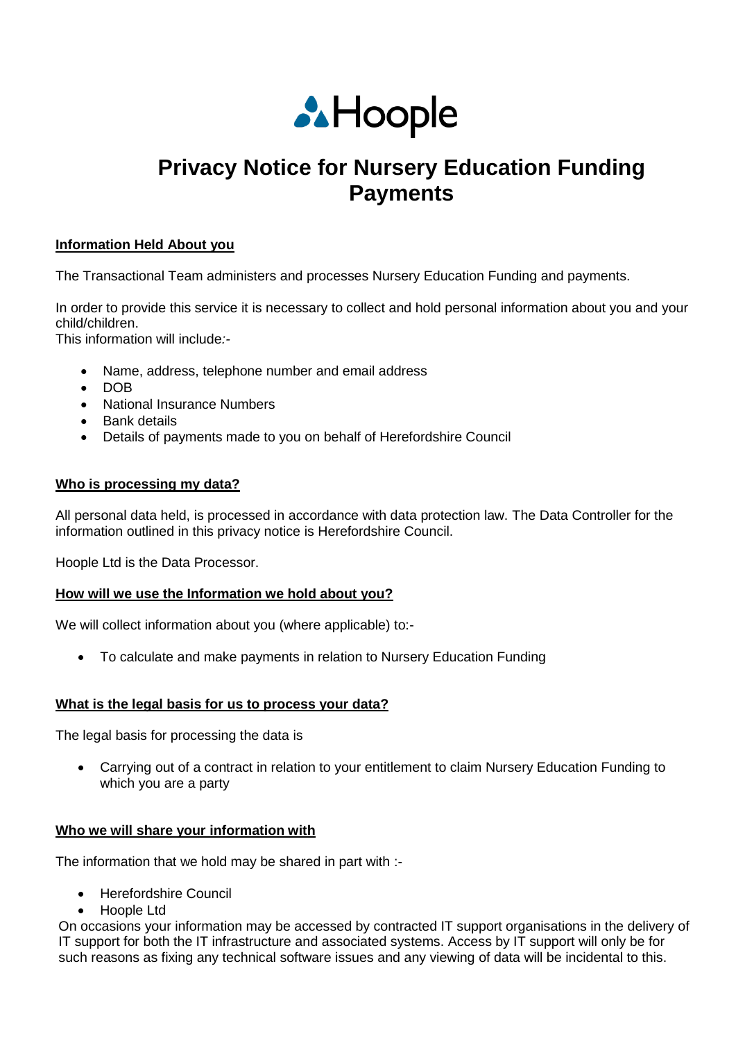Hoople

# Privacy Notice for Nursery Education Funding Payments

**Information Held About you**

The Transactional Team administers and processes Nursery Education Funding and payments.

In order to provide this service it is necessary to collect and hold personal information about you and your child/children.
This information will include:-

- Name, address, telephone number and email address
- DOB
- National Insurance Numbers
- Bank details
- Details of payments made to you on behalf of Herefordshire Council

**Who is processing my data?**

All personal data held, is processed in accordance with data protection law. The Data Controller for the information outlined in this privacy notice is Herefordshire Council.

Hoople Ltd is the Data Processor.

**How will we use the Information we hold about you?**

We will collect information about you (where applicable) to:-

- To calculate and make payments in relation to Nursery Education Funding

**What is the legal basis for us to process your data?**

The legal basis for processing the data is

- Carrying out of a contract in relation to your entitlement to claim Nursery Education Funding to which you are a party

**Who we will share your information with**

The information that we hold may be shared in part with :-

- Herefordshire Council
- Hoople Ltd

On occasions your information may be accessed by contracted IT support organisations in the delivery of IT support for both the IT infrastructure and associated systems. Access by IT support will only be for such reasons as fixing any technical software issues and any viewing of data will be incidental to this.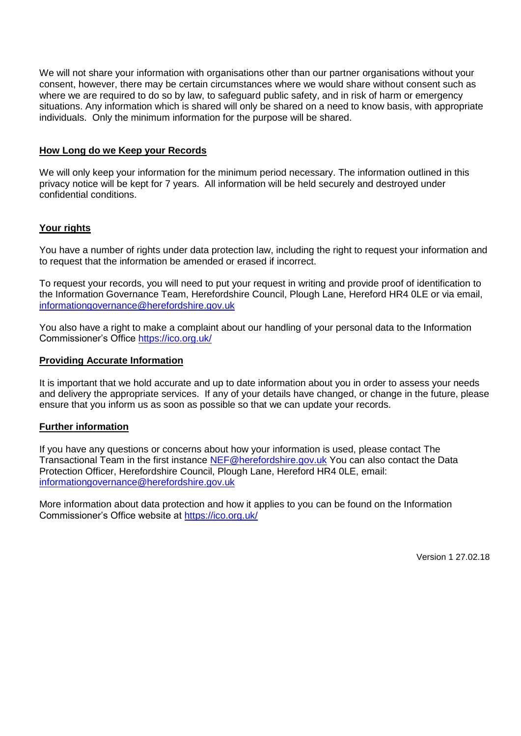We will not share your information with organisations other than our partner organisations without your consent, however, there may be certain circumstances where we would share without consent such as where we are required to do so by law, to safeguard public safety, and in risk of harm or emergency situations. Any information which is shared will only be shared on a need to know basis, with appropriate individuals. Only the minimum information for the purpose will be shared.

## How Long do we Keep your Records

We will only keep your information for the minimum period necessary. The information outlined in this privacy notice will be kept for 7 years. All information will be held securely and destroyed under confidential conditions.

## Your rights

You have a number of rights under data protection law, including the right to request your information and to request that the information be amended or erased if incorrect.

To request your records, you will need to put your request in writing and provide proof of identification to the Information Governance Team, Herefordshire Council, Plough Lane, Hereford HR4 0LE or via email, informationgovernance@herefordshire.gov.uk

You also have a right to make a complaint about our handling of your personal data to the Information Commissioner's Office https://ico.org.uk/

## Providing Accurate Information

It is important that we hold accurate and up to date information about you in order to assess your needs and delivery the appropriate services. If any of your details have changed, or change in the future, please ensure that you inform us as soon as possible so that we can update your records.

## Further information

If you have any questions or concerns about how your information is used, please contact The Transactional Team in the first instance NEF@herefordshire.gov.uk You can also contact the Data Protection Officer, Herefordshire Council, Plough Lane, Hereford HR4 0LE, email: informationgovernance@herefordshire.gov.uk

More information about data protection and how it applies to you can be found on the Information Commissioner's Office website at https://ico.org.uk/

Version 1 27.02.18